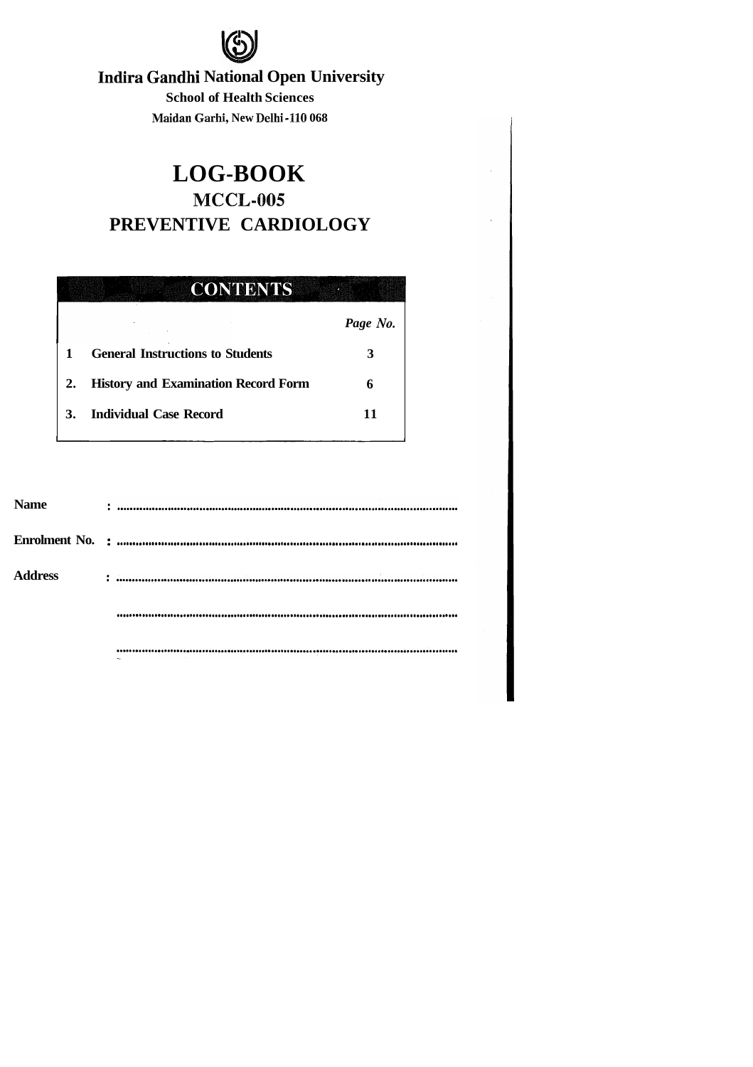**Indira Gandhi National Open University**

**School of Health Sciences**

**Maidan Garhi, New Delhi - 110 068**

# LOG-BOOK

## MCCL-005

## PREVENTIVE CARDIOLOGY

| CONTENTS | | |
|---|---|---|
| | | *Page No.* |
| 1 | **General Instructions to Students** | 3 |
| 2. | **History and Examination Record Form** | 6 |
| 3. | **Individual Case Record** | 11 |

**Name** : ..........................................................................................................

**Enrolment No.** : ..........................................................................................................

**Address** : ..........................................................................................................

..........................................................................................................

..........................................................................................................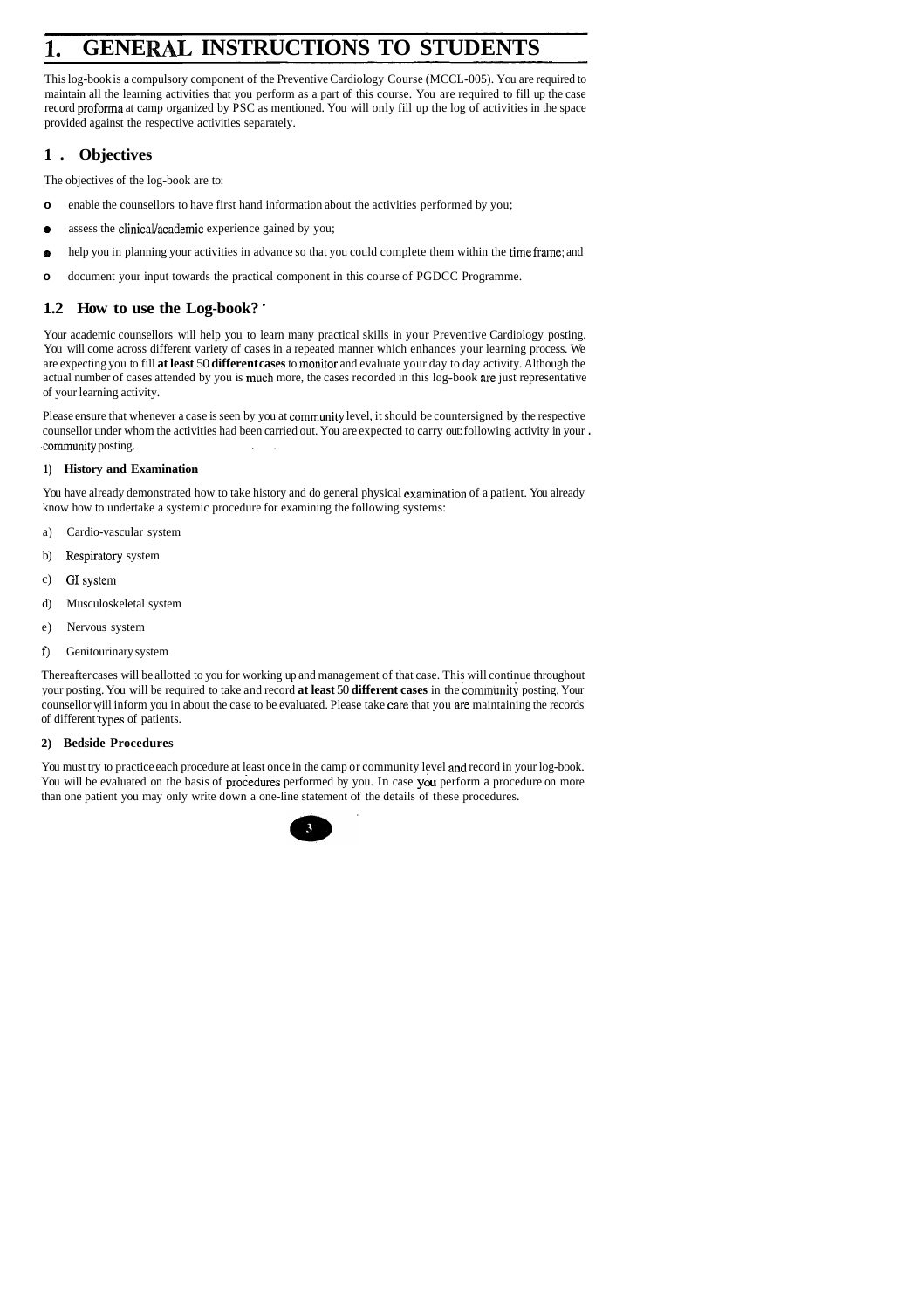# 1. GENERAL INSTRUCTIONS TO STUDENTS

This log-book is a compulsory component of the Preventive Cardiology Course (MCCL-005). You are required to maintain all the learning activities that you perform as a part of this course. You are required to fill up the case record proforma at camp organized by PSC as mentioned. You will only fill up the log of activities in the space provided against the respective activities separately.

## 1. Objectives

The objectives of the log-book are to:

- enable the counsellors to have first hand information about the activities performed by you;
- assess the clinical/academic experience gained by you;
- help you in planning your activities in advance so that you could complete them within the time frame; and
- document your input towards the practical component in this course of PGDCC Programme.

## 1.2 How to use the Log-book?

Your academic counsellors will help you to learn many practical skills in your Preventive Cardiology posting. You will come across different variety of cases in a repeated manner which enhances your learning process. We are expecting you to fill **at least** 50 **different cases** to monitor and evaluate your day to day activity. Although the actual number of cases attended by you is much more, the cases recorded in this log-book are just representative of your learning activity.

Please ensure that whenever a case is seen by you at community level, it should be countersigned by the respective counsellor under whom the activities had been carried out. You are expected to carry out following activity in your community posting.

### 1) History and Examination

You have already demonstrated how to take history and do general physical examination of a patient. You already know how to undertake a systemic procedure for examining the following systems:

a) Cardio-vascular system

b) Respiratory system

c) GI system

d) Musculoskeletal system

e) Nervous system

f) Genitourinary system

Thereafter cases will be allotted to you for working up and management of that case. This will continue throughout your posting. You will be required to take and record **at least** 50 **different cases** in the community posting. Your counsellor will inform you in about the case to be evaluated. Please take care that you are maintaining the records of different types of patients.

### 2) Bedside Procedures

You must try to practice each procedure at least once in the camp or community level and record in your log-book. You will be evaluated on the basis of procedures performed by you. In case you perform a procedure on more than one patient you may only write down a one-line statement of the details of these procedures.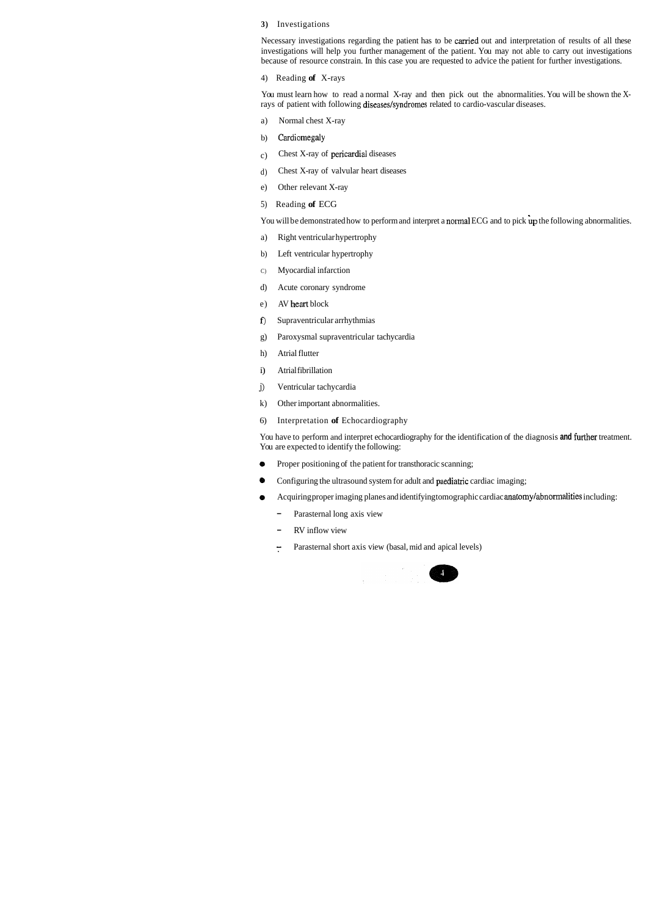3) Investigations

Necessary investigations regarding the patient has to be carried out and interpretation of results of all these investigations will help you further management of the patient. You may not able to carry out investigations because of resource constrain. In this case you are requested to advice the patient for further investigations.

4) Reading **of** X-rays

You must learn how to read a normal X-ray and then pick out the abnormalities. You will be shown the X-rays of patient with following diseases/syndromes related to cardio-vascular diseases.

a) Normal chest X-ray
b) Cardiomegaly
c) Chest X-ray of pericardial diseases
d) Chest X-ray of valvular heart diseases
e) Other relevant X-ray

5) Reading **of** ECG

You will be demonstrated how to perform and interpret a normal ECG and to pick up the following abnormalities.

a) Right ventricular hypertrophy
b) Left ventricular hypertrophy
c) Myocardial infarction
d) Acute coronary syndrome
e) AV heart block
f) Supraventricular arrhythmias
g) Paroxysmal supraventricular tachycardia
h) Atrial flutter
i) Atrial fibrillation
j) Ventricular tachycardia
k) Other important abnormalities.

6) Interpretation **of** Echocardiography

You have to perform and interpret echocardiography for the identification of the diagnosis and further treatment. You are expected to identify the following:

- Proper positioning of the patient for transthoracic scanning;
- Configuring the ultrasound system for adult and paediatric cardiac imaging;
- Acquiring proper imaging planes and identifying tomographic cardiac anatomy/abnormalities including:
  - Parasternal long axis view
  - RV inflow view
  - Parasternal short axis view (basal, mid and apical levels)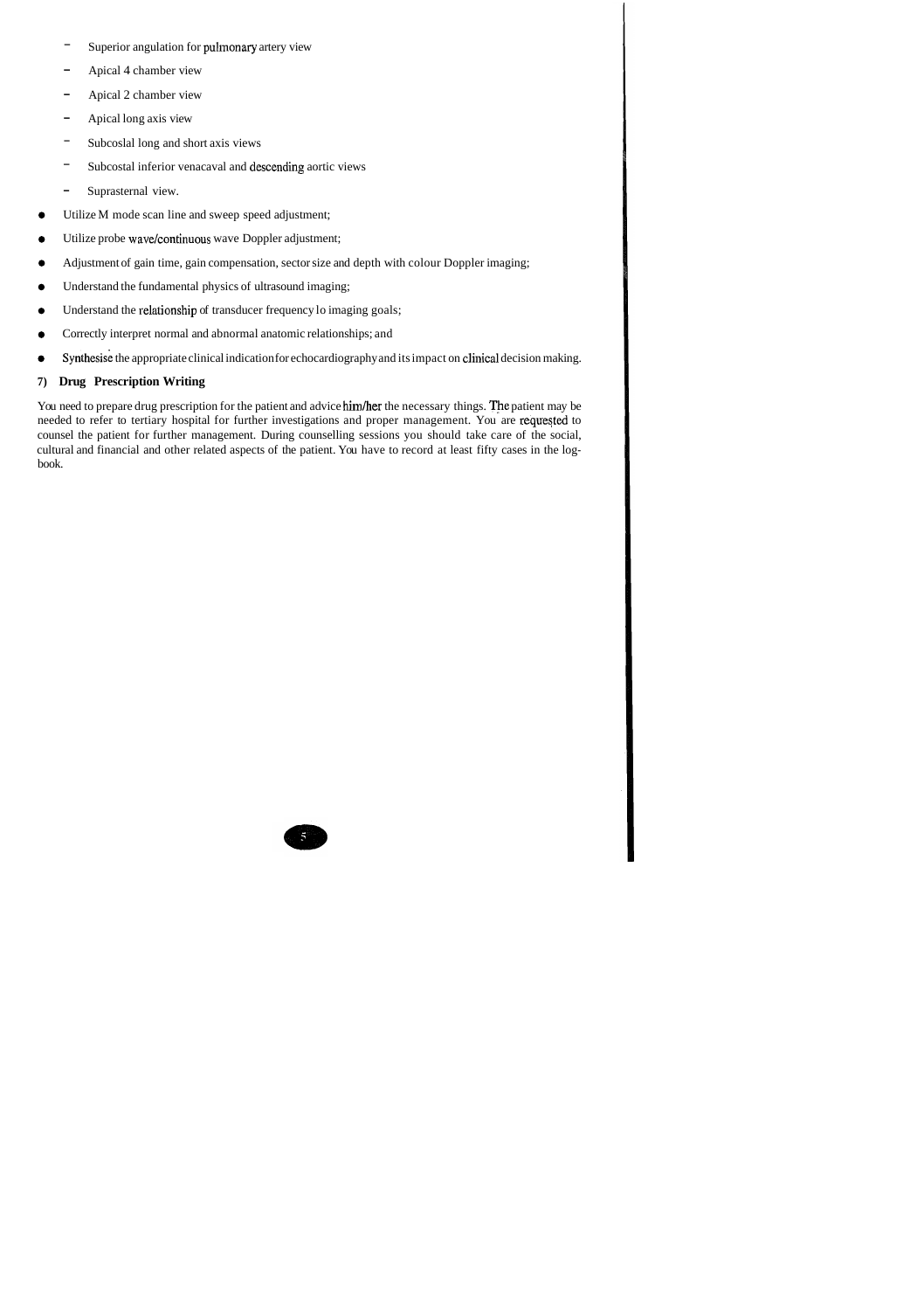- Superior angulation for pulmonary artery view
  - Apical 4 chamber view
  - Apical 2 chamber view
  - Apical long axis view
  - Subcoslal long and short axis views
  - Subcostal inferior venacaval and descending aortic views
  - Suprasternal view.
- Utilize M mode scan line and sweep speed adjustment;
- Utilize probe wave/continuous wave Doppler adjustment;
- Adjustment of gain time, gain compensation, sector size and depth with colour Doppler imaging;
- Understand the fundamental physics of ultrasound imaging;
- Understand the relationship of transducer frequency lo imaging goals;
- Correctly interpret normal and abnormal anatomic relationships; and
- Synthesise the appropriate clinical indication for echocardiography and its impact on clinical decision making.

**7) Drug Prescription Writing**

You need to prepare drug prescription for the patient and advice him/her the necessary things. The patient may be needed to refer to tertiary hospital for further investigations and proper management. You are requested to counsel the patient for further management. During counselling sessions you should take care of the social, cultural and financial and other related aspects of the patient. You have to record at least fifty cases in the log-book.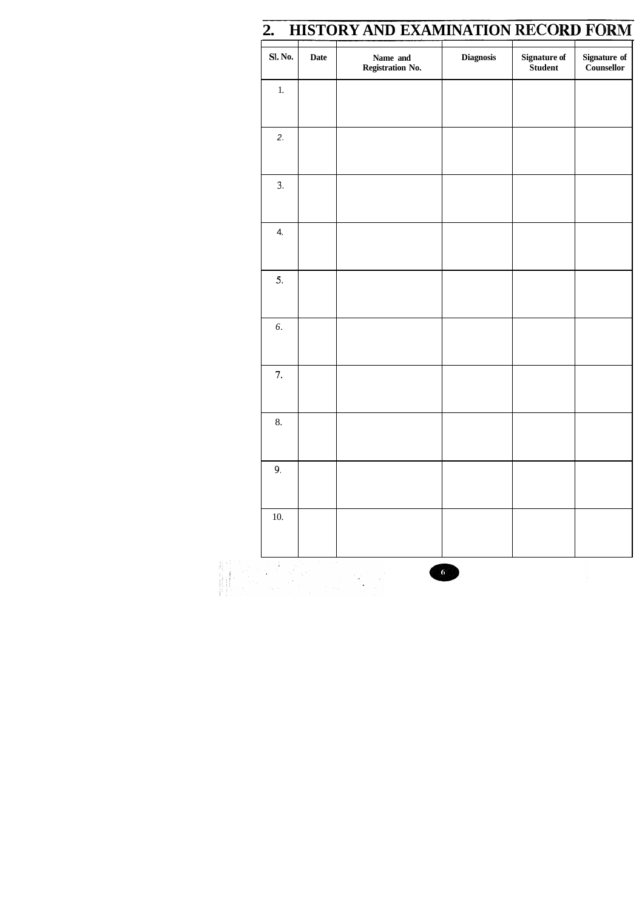## 2. HISTORY AND EXAMINATION RECORD FORM

| Sl. No. | Date | Name and Registration No. | Diagnosis | Signature of Student | Signature of Counsellor |
|---|---|---|---|---|---|
| 1. | | | | | |
| 2. | | | | | |
| 3. | | | | | |
| 4. | | | | | |
| 5. | | | | | |
| 6. | | | | | |
| 7. | | | | | |
| 8. | | | | | |
| 9. | | | | | |
| 10. | | | | | |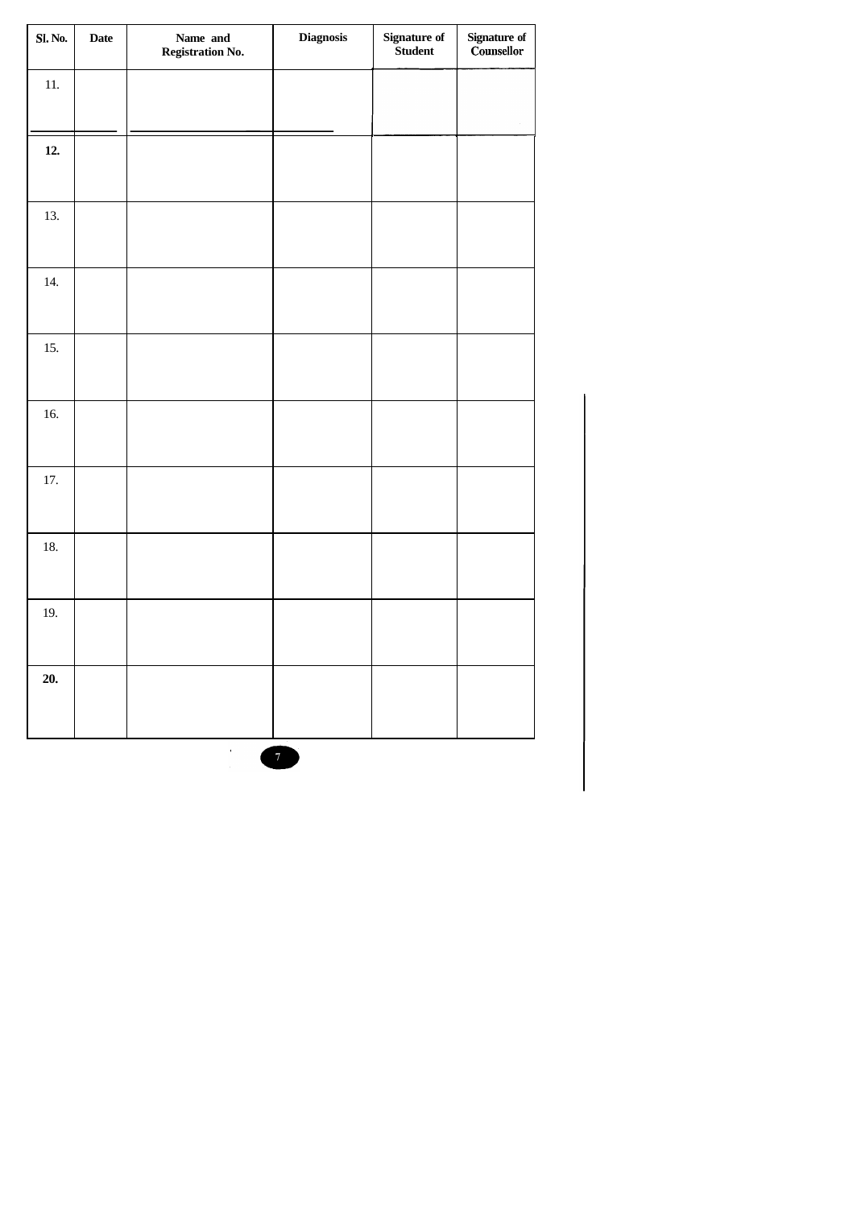| Sl. No. | Date | Name and Registration No. | Diagnosis | Signature of Student | Signature of Counsellor |
| --- | --- | --- | --- | --- | --- |
| 11. | | | | | |
| **12.** | | | | | |
| 13. | | | | | |
| 14. | | | | | |
| 15. | | | | | |
| 16. | | | | | |
| 17. | | | | | |
| 18. | | | | | |
| 19. | | | | | |
| **20.** | | | | | |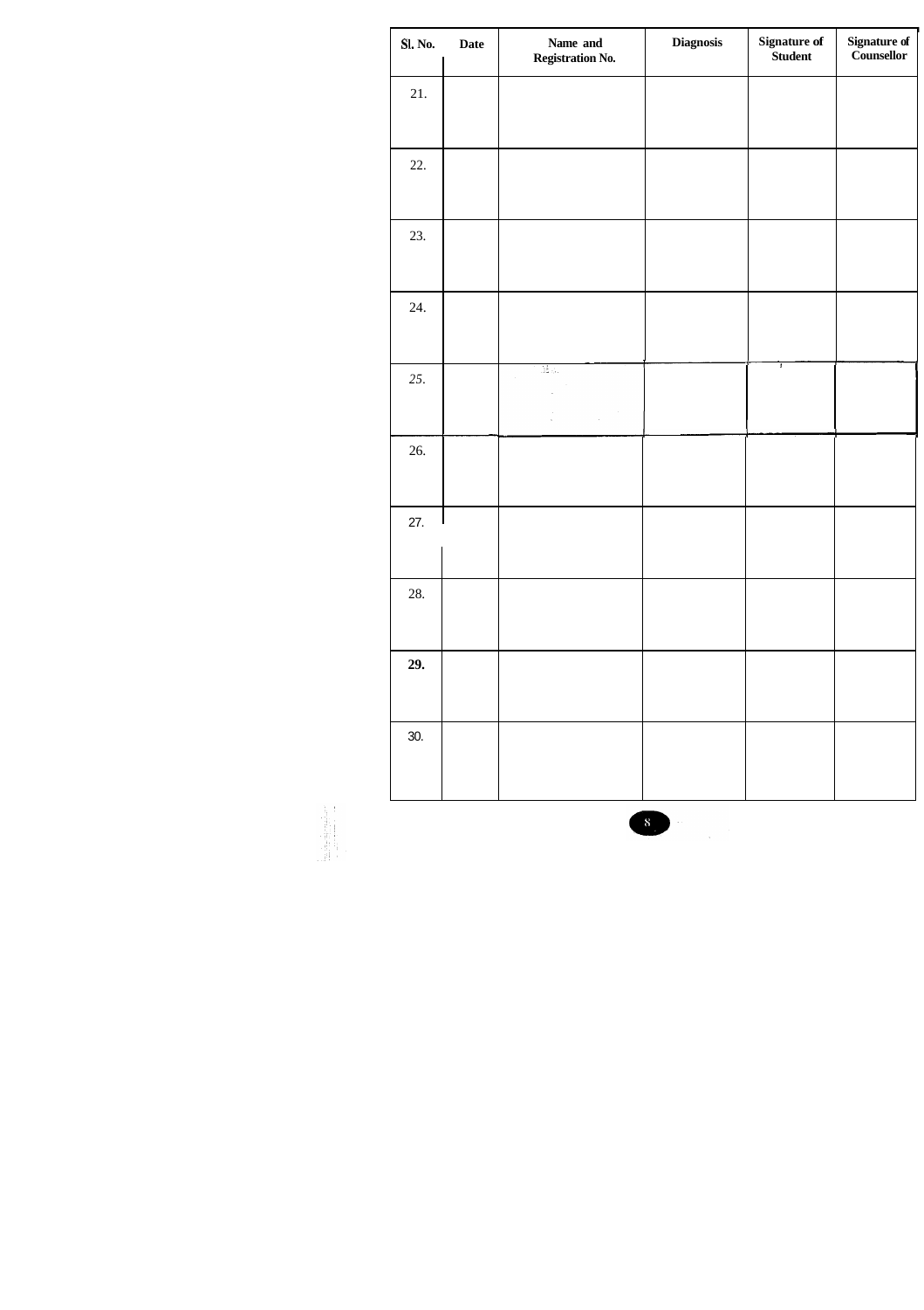| Sl. No. | Date | Name and Registration No. | Diagnosis | Signature of Student | Signature of Counsellor |
|---|---|---|---|---|---|
| 21. | | | | | |
| 22. | | | | | |
| 23. | | | | | |
| 24. | | | | | |
| 25. | | | | | |
| 26. | | | | | |
| 27. | | | | | |
| 28. | | | | | |
| 29. | | | | | |
| 30. | | | | | |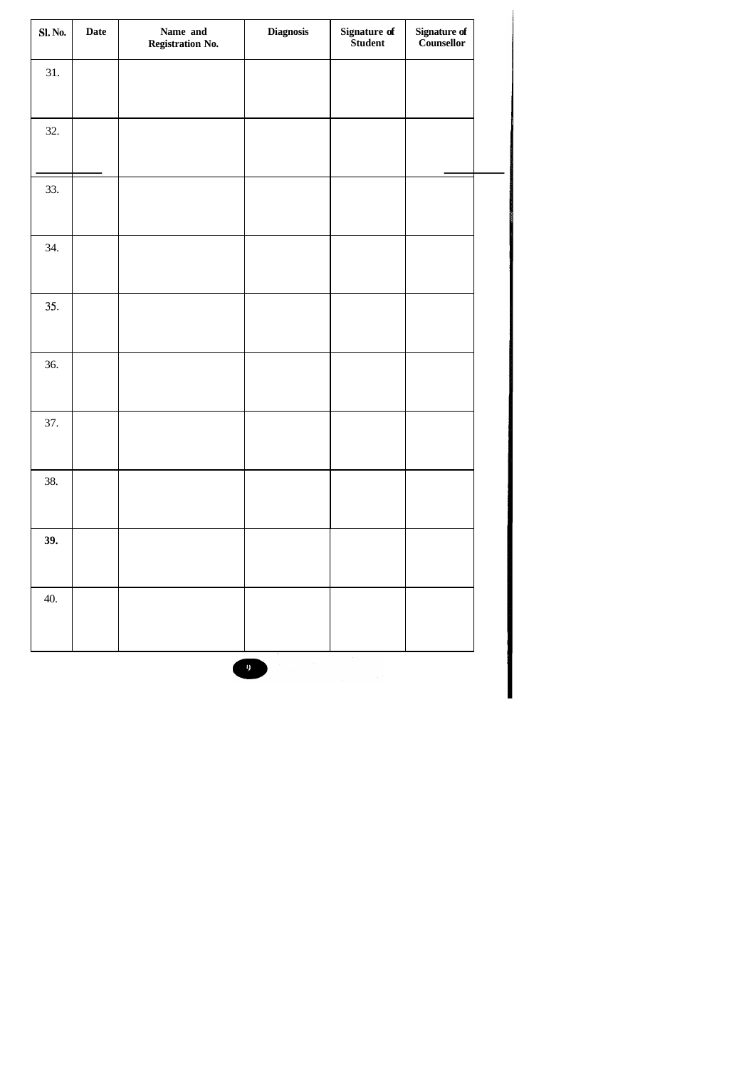| Sl. No. | Date | Name and Registration No. | Diagnosis | Signature of Student | Signature of Counsellor |
|---|---|---|---|---|---|
| 31. | | | | | |
| 32. | | | | | |
| 33. | | | | | |
| 34. | | | | | |
| 35. | | | | | |
| 36. | | | | | |
| 37. | | | | | |
| 38. | | | | | |
| 39. | | | | | |
| 40. | | | | | |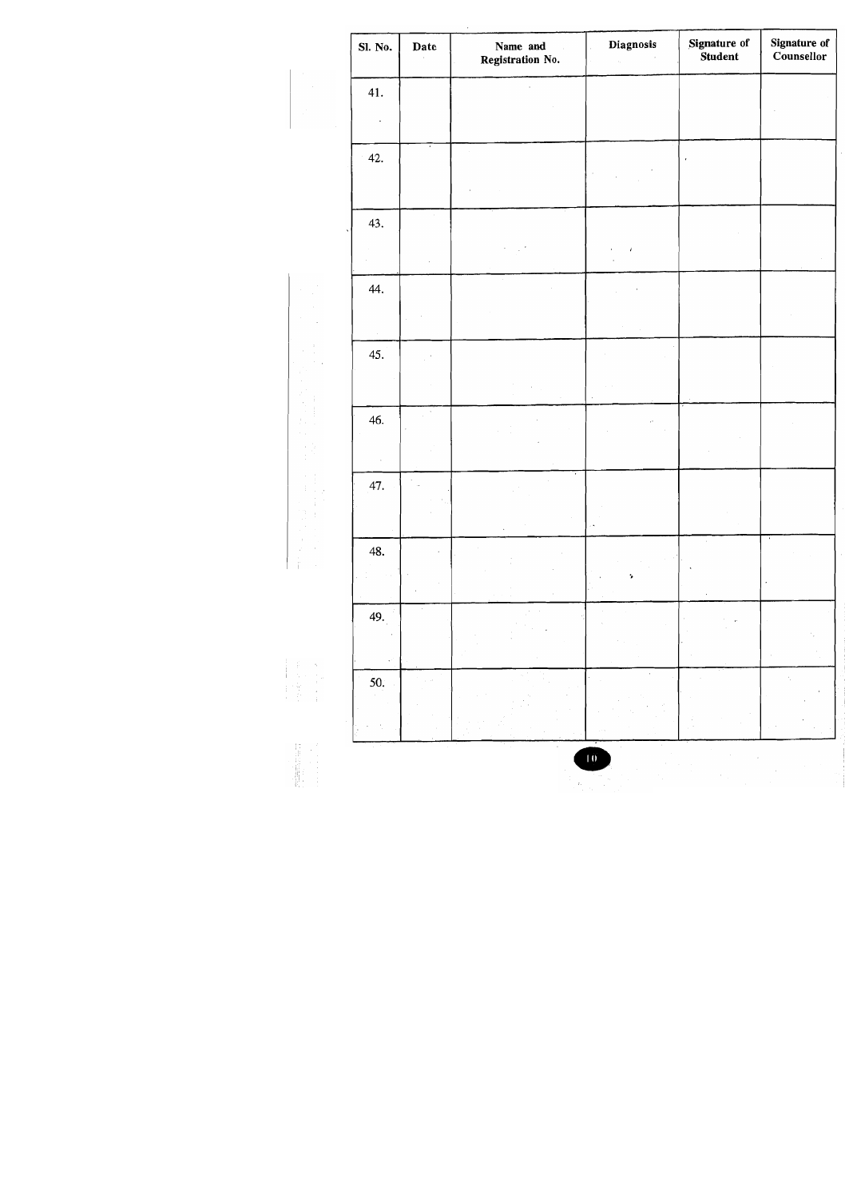| Sl. No. | Date | Name and Registration No. | Diagnosis | Signature of Student | Signature of Counsellor |
|---|---|---|---|---|---|
| 41. | | | | | |
| 42. | | | | | |
| 43. | | | | | |
| 44. | | | | | |
| 45. | | | | | |
| 46. | | | | | |
| 47. | | | | | |
| 48. | | | | | |
| 49. | | | | | |
| 50. | | | | | |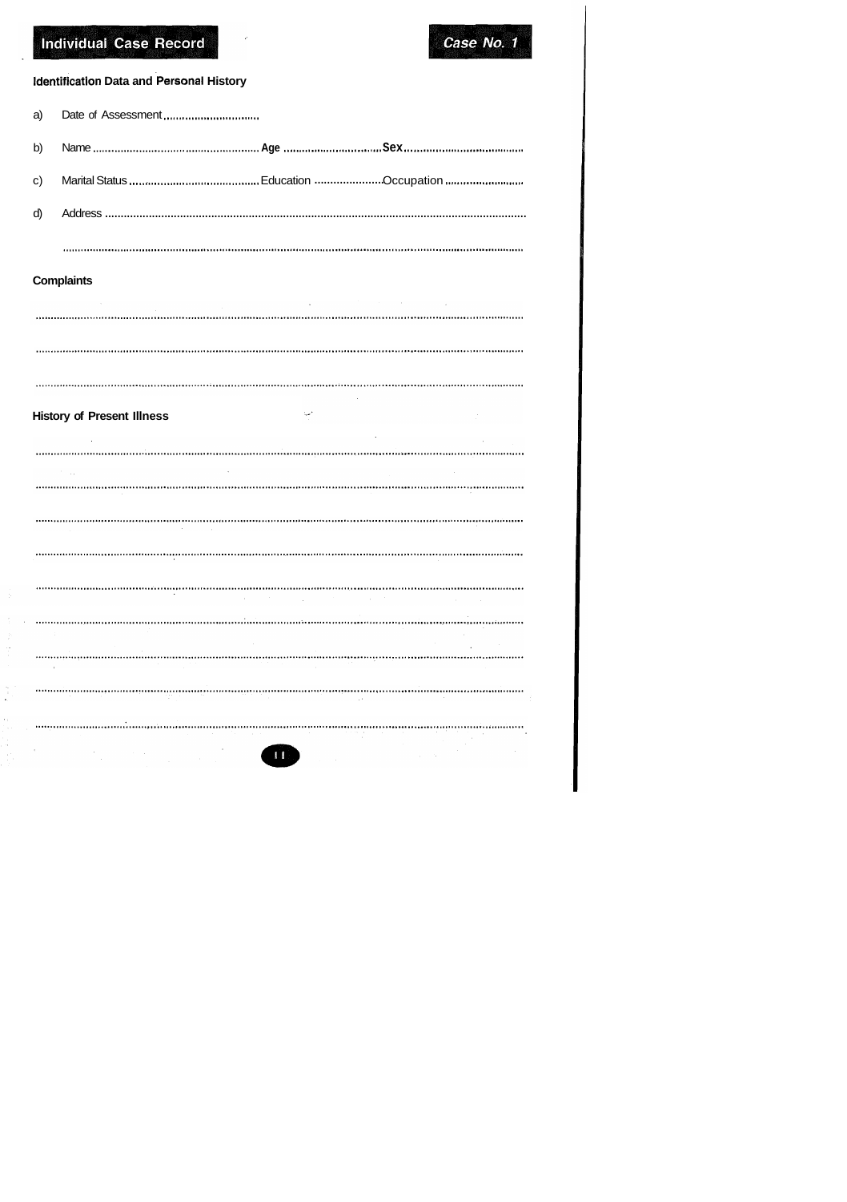## Individual Case Record

**Case No. 1**

### Identification Data and Personal History

a) Date of Assessment ................................

b) Name ......................................................... **Age** ................................ **Sex** ........................................

c) Marital Status .......................................... Education ...................... Occupation ..........................

d) Address ..........................................................................................................................................

..........................................................................................................................................................

### Complaints

..........................................................................................................................................................

..........................................................................................................................................................

..........................................................................................................................................................

### History of Present Illness

..........................................................................................................................................................

..........................................................................................................................................................

..........................................................................................................................................................

..........................................................................................................................................................

..........................................................................................................................................................

..........................................................................................................................................................

..........................................................................................................................................................

..........................................................................................................................................................

..........................................................................................................................................................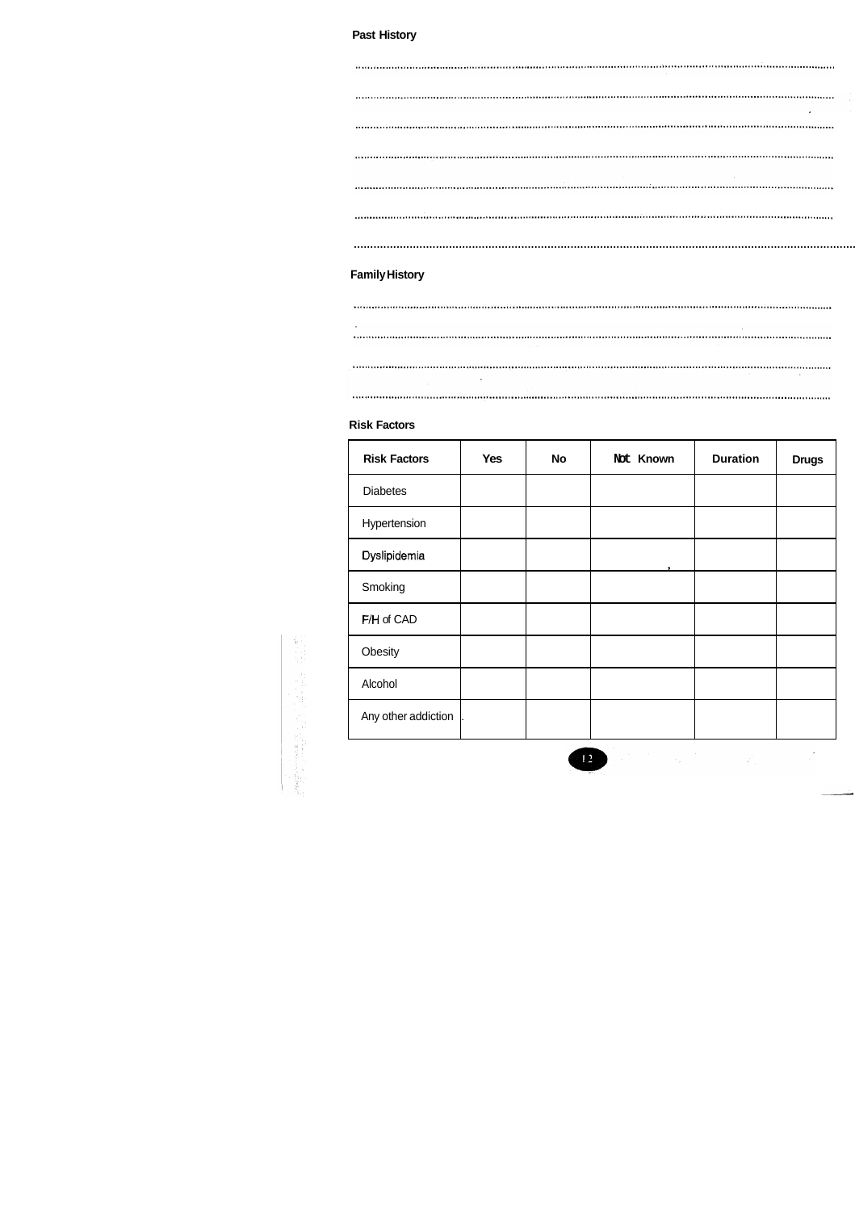**Past History**

..........................................................................................................................................................................

..........................................................................................................................................................................

..........................................................................................................................................................................

..........................................................................................................................................................................

..........................................................................................................................................................................

..........................................................................................................................................................................

..........................................................................................................................................................................

**Family History**

..........................................................................................................................................................................

..........................................................................................................................................................................

..........................................................................................................................................................................

..........................................................................................................................................................................

**Risk Factors**

| Risk Factors | Yes | No | Not Known | Duration | Drugs |
|---|---|---|---|---|---|
| Diabetes | | | | | |
| Hypertension | | | | | |
| Dyslipidemia | | | | | |
| Smoking | | | | | |
| F/H of CAD | | | | | |
| Obesity | | | | | |
| Alcohol | | | | | |
| Any other addiction | | | | | |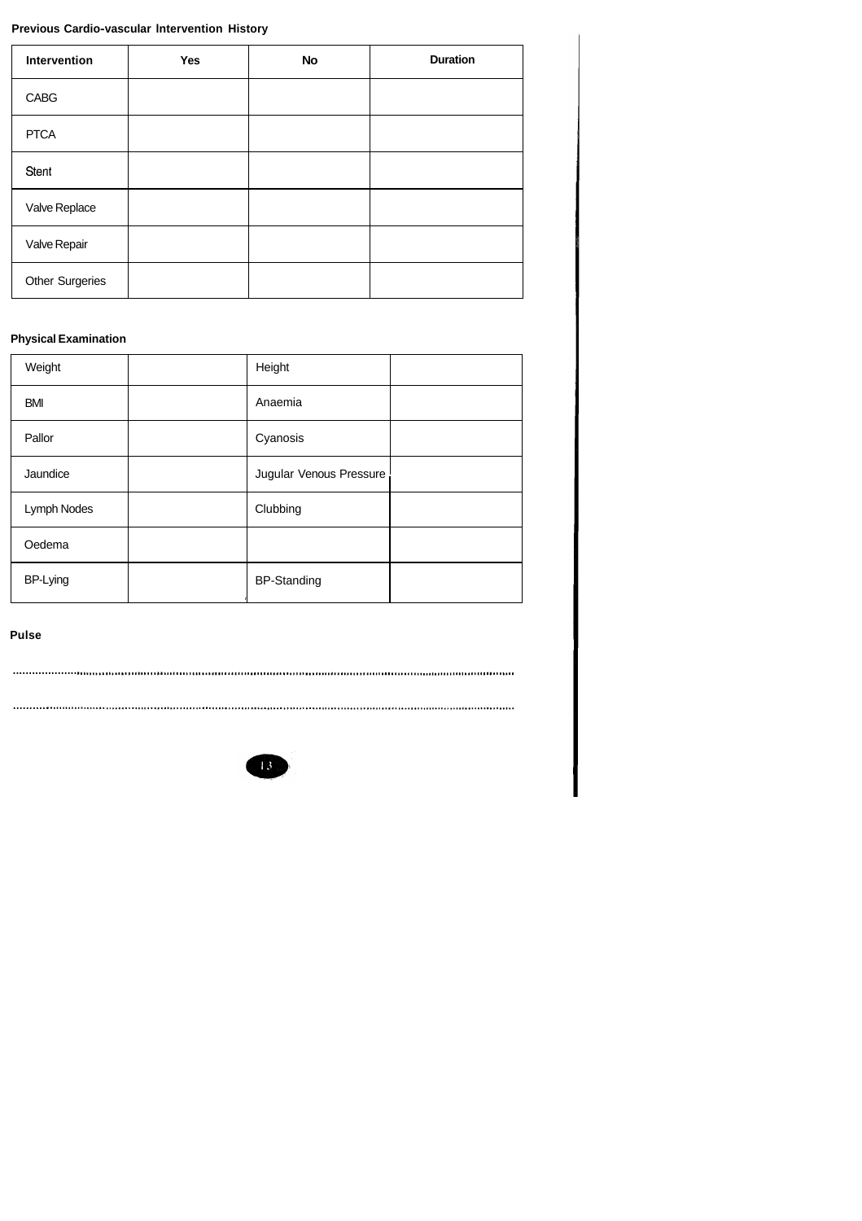**Previous Cardio-vascular Intervention History**

| Intervention | Yes | No | Duration |
|---|---|---|---|
| CABG | | | |
| PTCA | | | |
| Stent | | | |
| Valve Replace | | | |
| Valve Repair | | | |
| Other Surgeries | | | |

**Physical Examination**

| Weight | | Height | |
|---|---|---|---|
| BMI | | Anaemia | |
| Pallor | | Cyanosis | |
| Jaundice | | Jugular Venous Pressure | |
| Lymph Nodes | | Clubbing | |
| Oedema | | | |
| BP-Lying | | BP-Standing | |

**Pulse**

.............................................................................................................................................

.............................................................................................................................................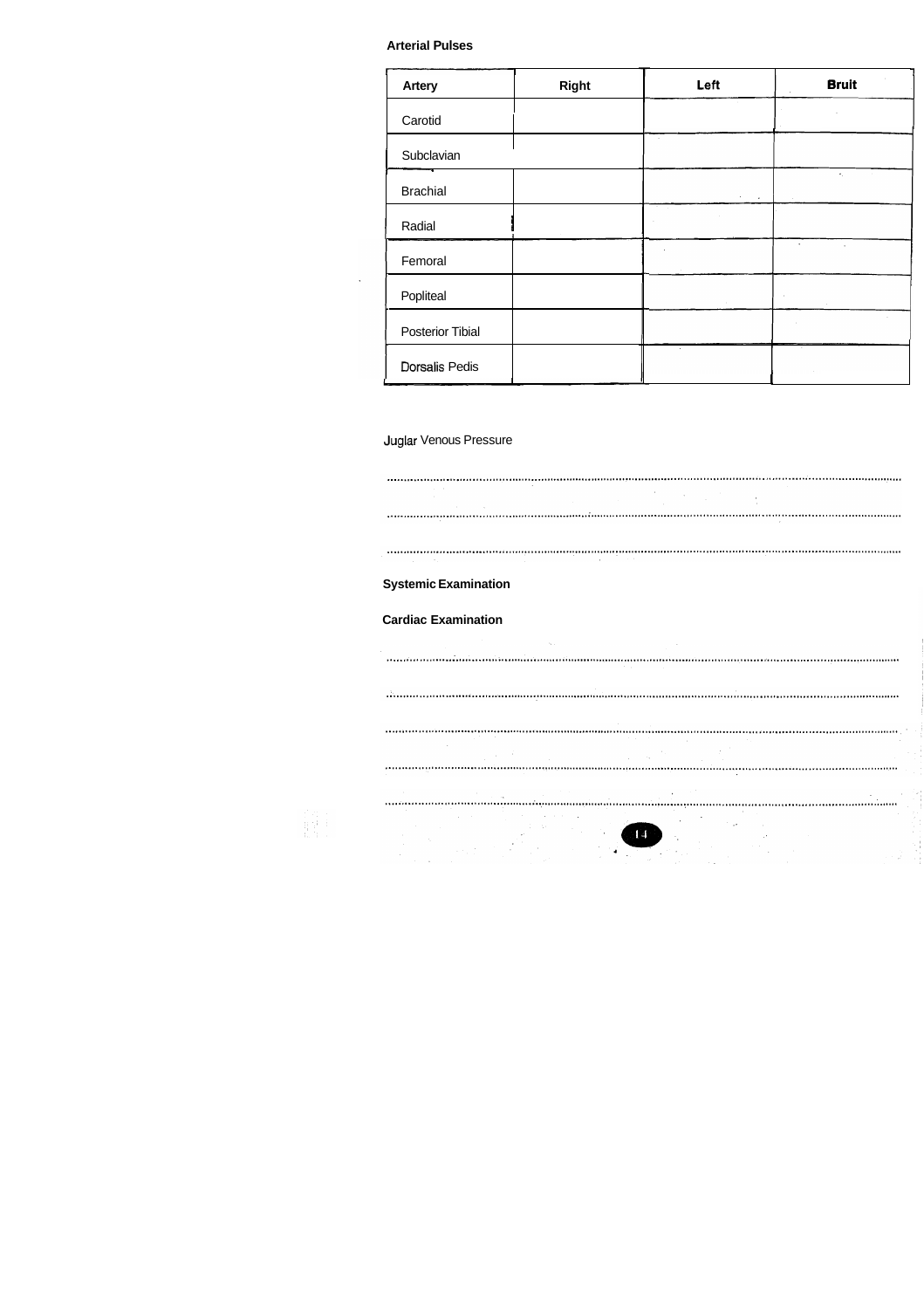**Arterial Pulses**

| Artery | Right | Left | Bruit |
| --- | --- | --- | --- |
| Carotid | | | |
| Subclavian | | | |
| Brachial | | | |
| Radial | | | |
| Femoral | | | |
| Popliteal | | | |
| Posterior Tibial | | | |
| Dorsalis Pedis | | | |

Juglar Venous Pressure

..........................................................................................................................................

..........................................................................................................................................

..........................................................................................................................................

**Systemic Examination**

**Cardiac Examination**

..........................................................................................................................................

..........................................................................................................................................

..........................................................................................................................................

..........................................................................................................................................

..........................................................................................................................................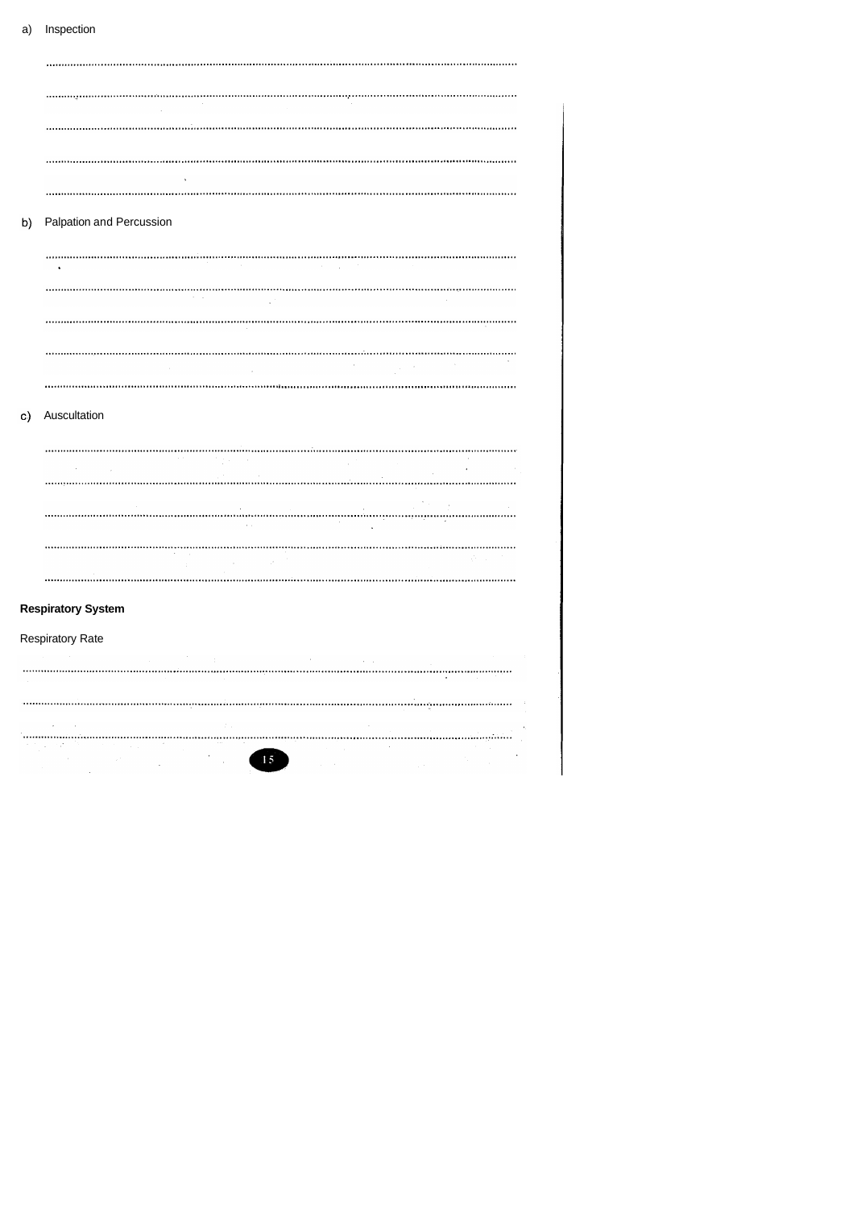a) Inspection

..............................................................................................................................................

..............................................................................................................................................

..............................................................................................................................................

..............................................................................................................................................

..............................................................................................................................................

b) Palpation and Percussion

..............................................................................................................................................

..............................................................................................................................................

..............................................................................................................................................

..............................................................................................................................................

..............................................................................................................................................

c) Auscultation

..............................................................................................................................................

..............................................................................................................................................

..............................................................................................................................................

..............................................................................................................................................

..............................................................................................................................................

**Respiratory System**

Respiratory Rate

..............................................................................................................................................

..............................................................................................................................................

..............................................................................................................................................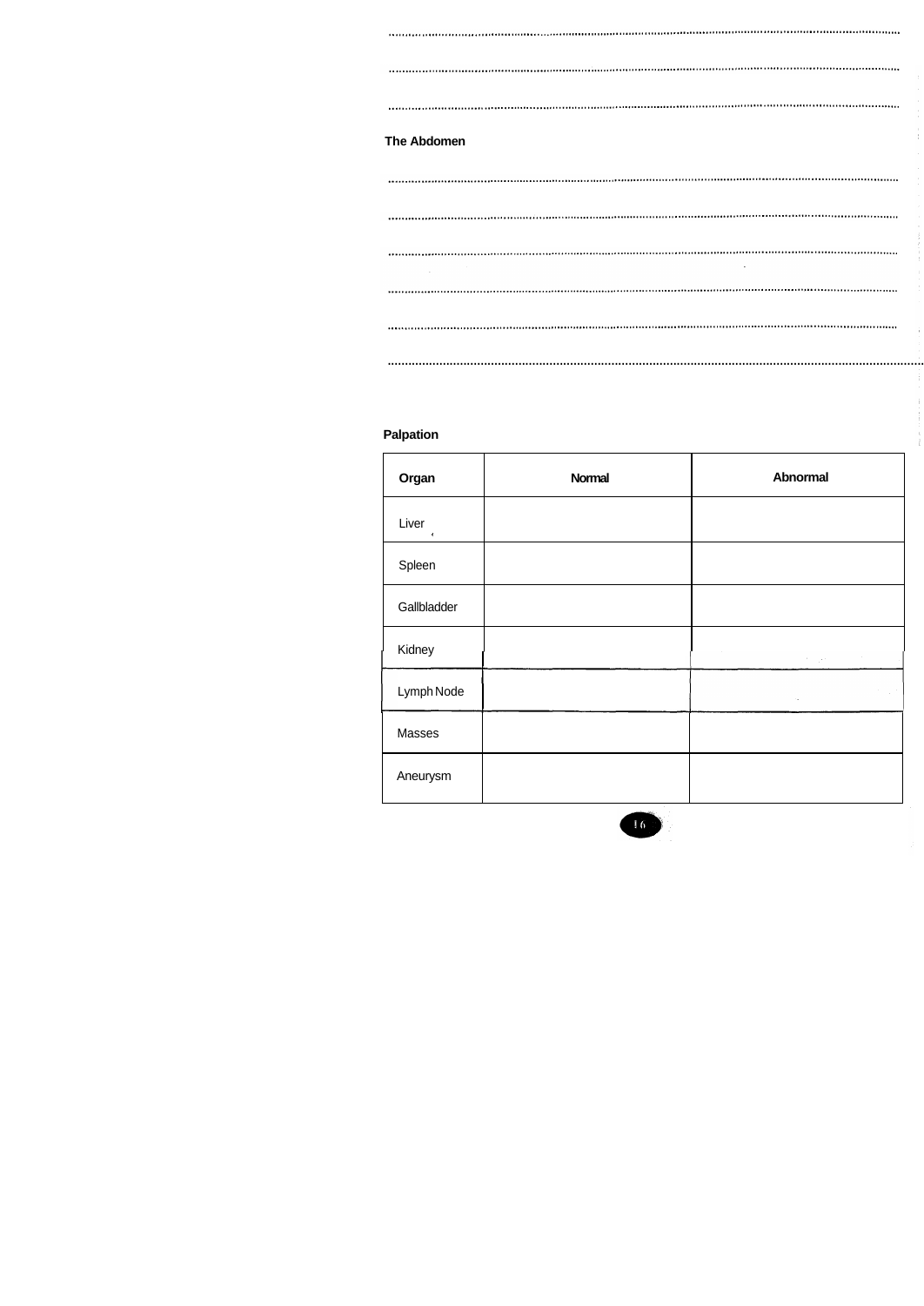## The Abdomen

### Palpation

| Organ | Normal | Abnormal |
|---|---|---|
| Liver | | |
| Spleen | | |
| Gallbladder | | |
| Kidney | | |
| Lymph Node | | |
| Masses | | |
| Aneurysm | | |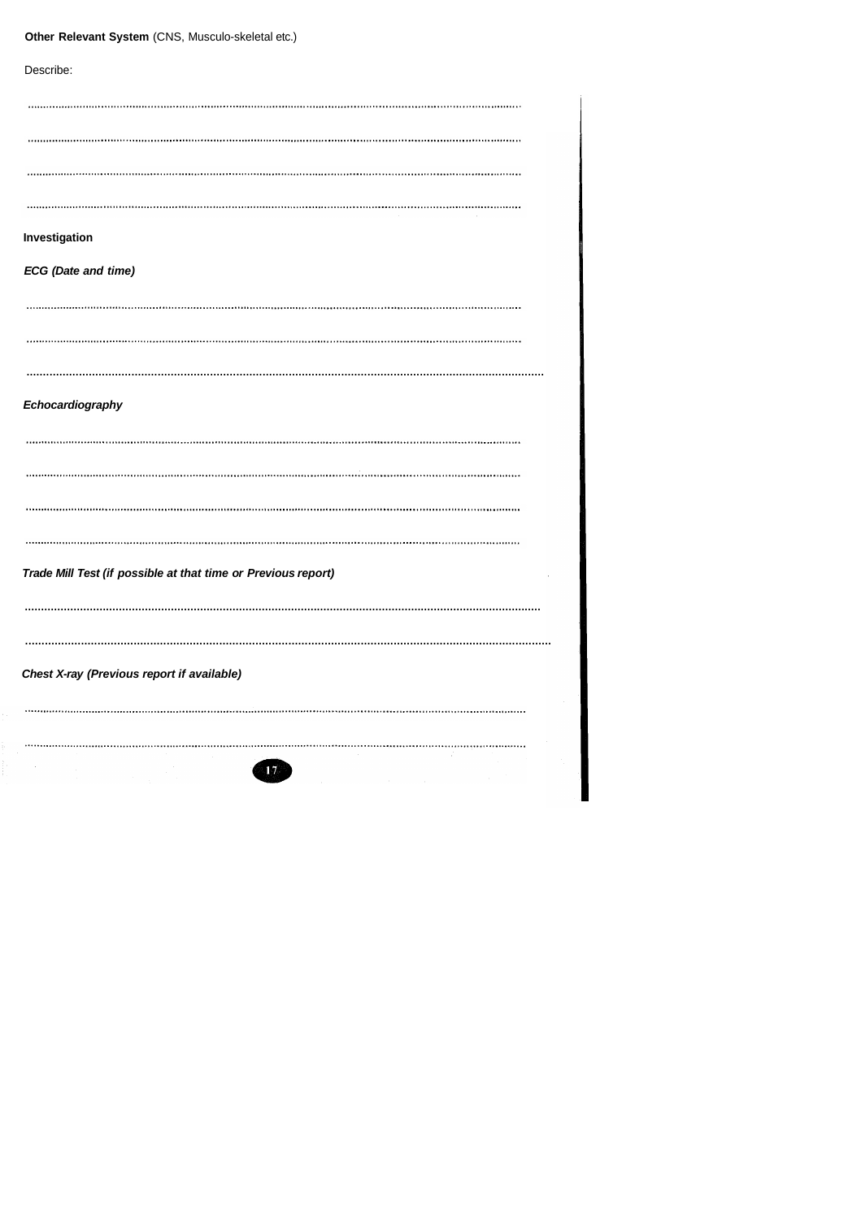**Other Relevant System** (CNS, Musculo-skeletal etc.)

Describe:

.......................................................................................................................................................................

.......................................................................................................................................................................

.......................................................................................................................................................................

.......................................................................................................................................................................

**Investigation**

***ECG (Date and time)***

.......................................................................................................................................................................

.......................................................................................................................................................................

.......................................................................................................................................................................

***Echocardiography***

.......................................................................................................................................................................

.......................................................................................................................................................................

.......................................................................................................................................................................

.......................................................................................................................................................................

***Trade Mill Test (if possible at that time or Previous report)***

.......................................................................................................................................................................

.......................................................................................................................................................................

***Chest X-ray (Previous report if available)***

.......................................................................................................................................................................

.......................................................................................................................................................................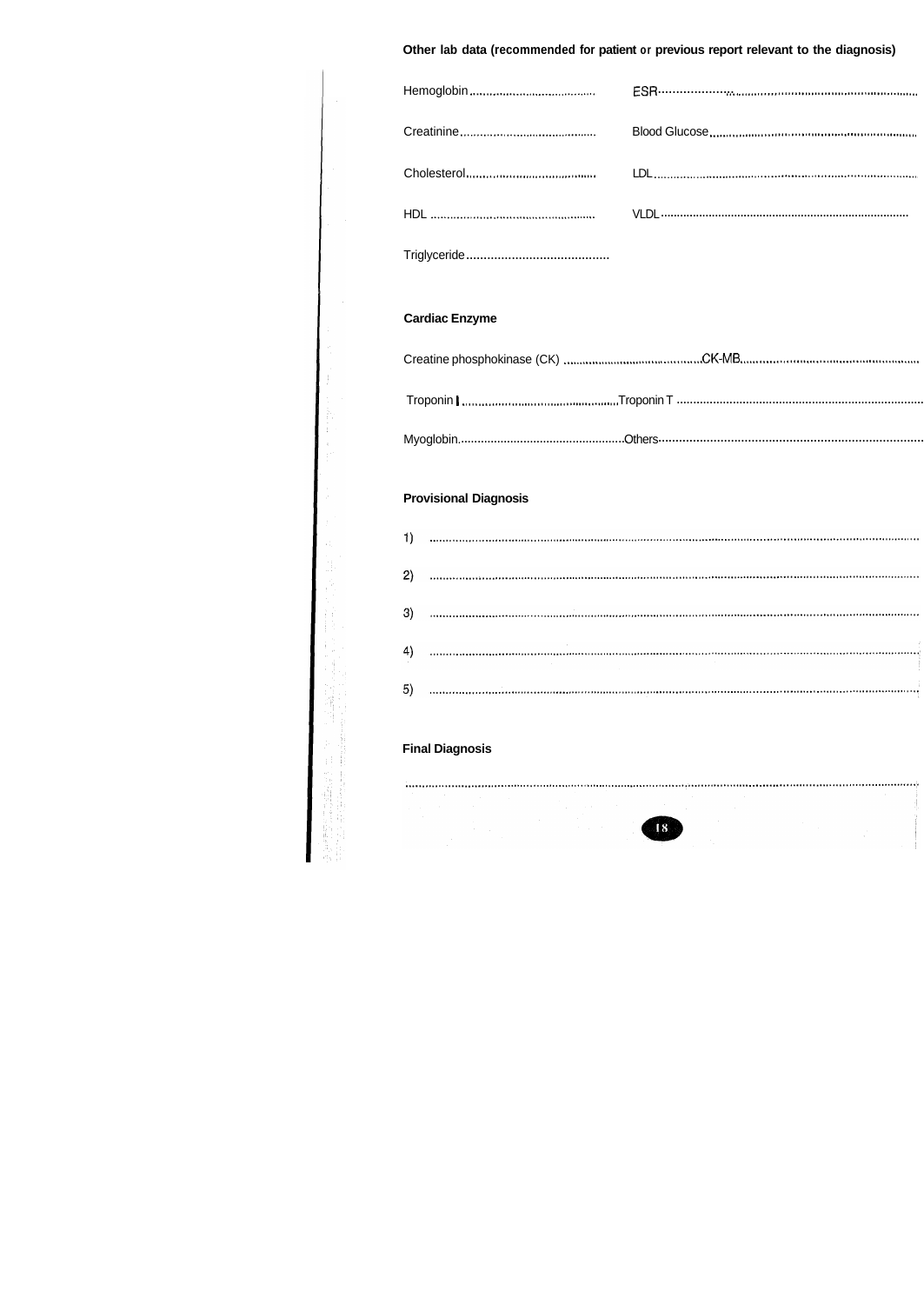**Other lab data (recommended for patient or previous report relevant to the diagnosis)**

Hemoglobin.................................... ESR..............................................................

Creatinine.................................... Blood Glucose..................................................

Cholesterol.................................... LDL..............................................................

HDL.............................................. VLDL............................................................

Triglyceride........................................

**Cardiac Enzyme**

Creatine phosphokinase (CK)..................................CK-MB..................................................

Troponin I..................................................Troponin T..............................................................

Myoglobin..................................................Others..............................................................

**Provisional Diagnosis**

1) ..........................................................................................................................

2) ..........................................................................................................................

3) ..........................................................................................................................

4) ..........................................................................................................................

5) ..........................................................................................................................

**Final Diagnosis**

..............................................................................................................................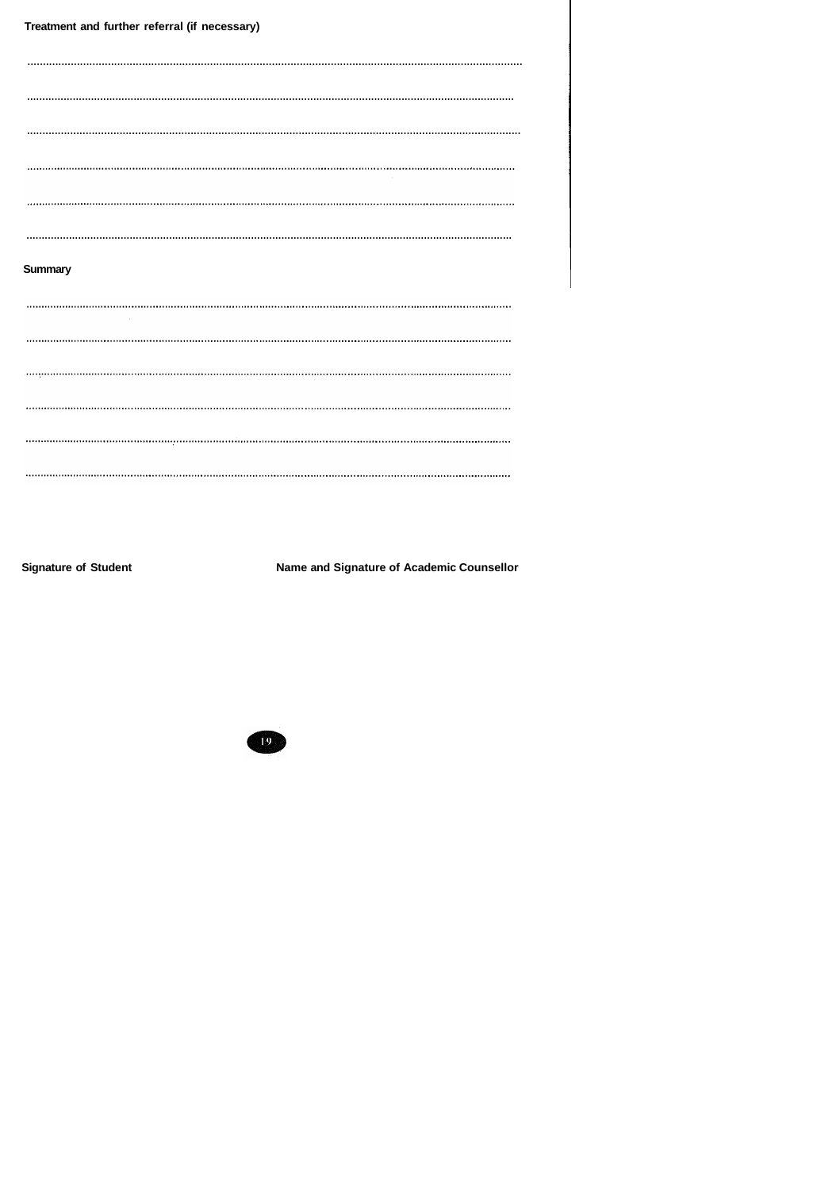**Treatment and further referral (if necessary)**

.................................................................................................................................................................

.................................................................................................................................................................

.................................................................................................................................................................

.................................................................................................................................................................

.................................................................................................................................................................

.................................................................................................................................................................

**Summary**

.................................................................................................................................................................

.................................................................................................................................................................

.................................................................................................................................................................

.................................................................................................................................................................

.................................................................................................................................................................

.................................................................................................................................................................

**Signature of Student** **Name and Signature of Academic Counsellor**